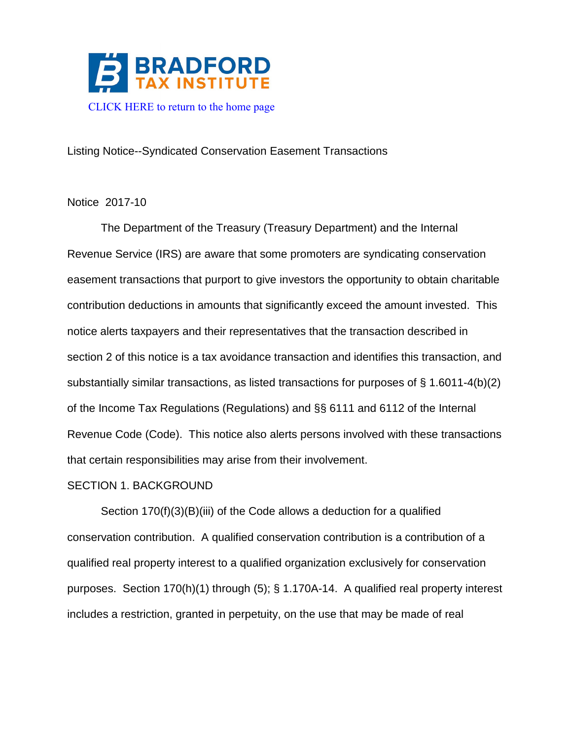BRADFORD TAX INSTITUTE

CLICK HERE to return to the home page

Listing Notice--Syndicated Conservation Easement Transactions

Notice 2017-10

The Department of the Treasury (Treasury Department) and the Internal Revenue Service (IRS) are aware that some promoters are syndicating conservation easement transactions that purport to give investors the opportunity to obtain charitable contribution deductions in amounts that significantly exceed the amount invested. This notice alerts taxpayers and their representatives that the transaction described in section 2 of this notice is a tax avoidance transaction and identifies this transaction, and substantially similar transactions, as listed transactions for purposes of § 1.6011-4(b)(2) of the Income Tax Regulations (Regulations) and §§ 6111 and 6112 of the Internal Revenue Code (Code). This notice also alerts persons involved with these transactions that certain responsibilities may arise from their involvement.

## SECTION 1. BACKGROUND

Section 170(f)(3)(B)(iii) of the Code allows a deduction for a qualified conservation contribution. A qualified conservation contribution is a contribution of a qualified real property interest to a qualified organization exclusively for conservation purposes. Section 170(h)(1) through (5); § 1.170A-14. A qualified real property interest includes a restriction, granted in perpetuity, on the use that may be made of real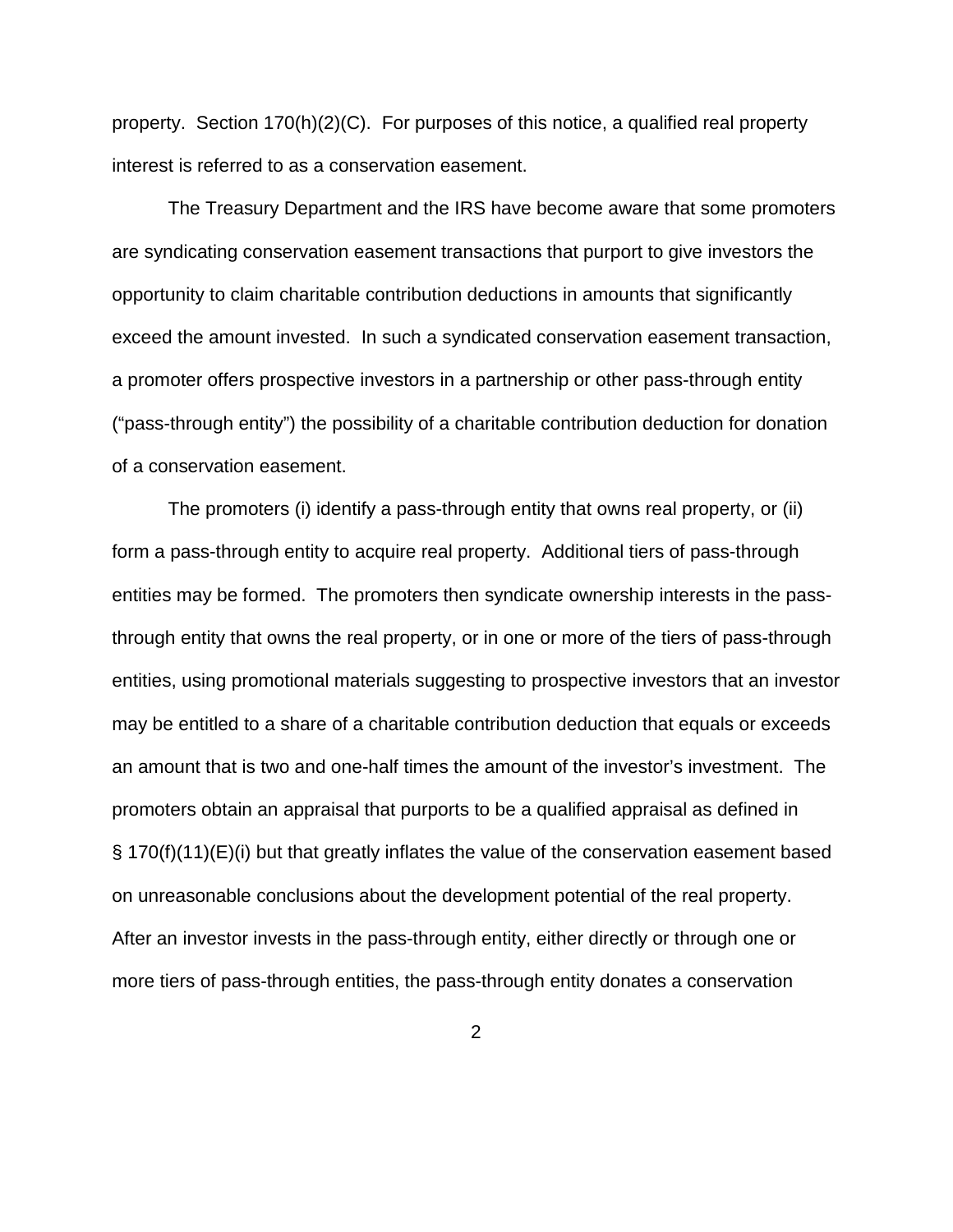property. Section 170(h)(2)(C). For purposes of this notice, a qualified real property interest is referred to as a conservation easement.

The Treasury Department and the IRS have become aware that some promoters are syndicating conservation easement transactions that purport to give investors the opportunity to claim charitable contribution deductions in amounts that significantly exceed the amount invested. In such a syndicated conservation easement transaction, a promoter offers prospective investors in a partnership or other pass-through entity ("pass-through entity") the possibility of a charitable contribution deduction for donation of a conservation easement.

The promoters (i) identify a pass-through entity that owns real property, or (ii) form a pass-through entity to acquire real property. Additional tiers of pass-through entities may be formed. The promoters then syndicate ownership interests in the pass-through entity that owns the real property, or in one or more of the tiers of pass-through entities, using promotional materials suggesting to prospective investors that an investor may be entitled to a share of a charitable contribution deduction that equals or exceeds an amount that is two and one-half times the amount of the investor's investment. The promoters obtain an appraisal that purports to be a qualified appraisal as defined in § 170(f)(11)(E)(i) but that greatly inflates the value of the conservation easement based on unreasonable conclusions about the development potential of the real property. After an investor invests in the pass-through entity, either directly or through one or more tiers of pass-through entities, the pass-through entity donates a conservation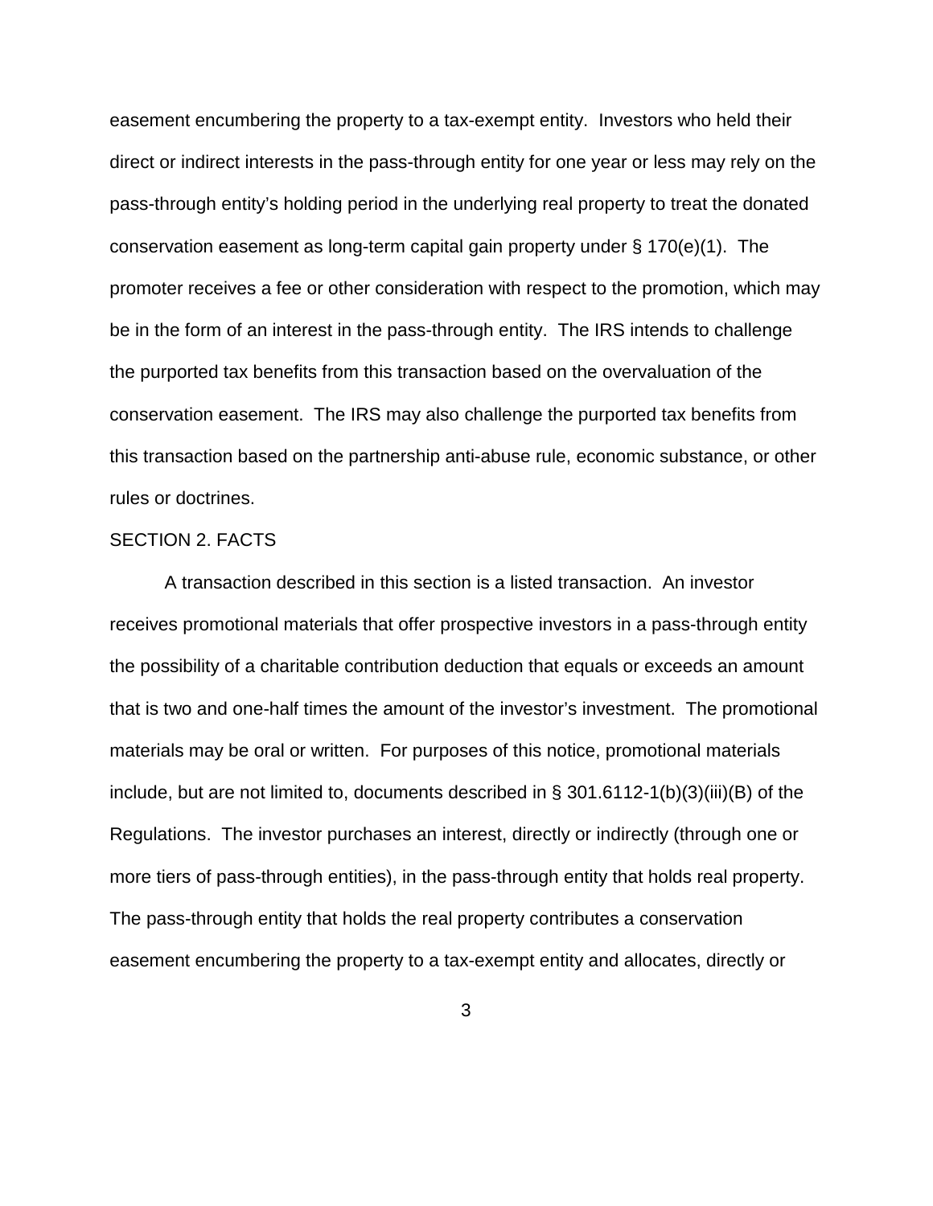easement encumbering the property to a tax-exempt entity. Investors who held their direct or indirect interests in the pass-through entity for one year or less may rely on the pass-through entity's holding period in the underlying real property to treat the donated conservation easement as long-term capital gain property under § 170(e)(1). The promoter receives a fee or other consideration with respect to the promotion, which may be in the form of an interest in the pass-through entity. The IRS intends to challenge the purported tax benefits from this transaction based on the overvaluation of the conservation easement. The IRS may also challenge the purported tax benefits from this transaction based on the partnership anti-abuse rule, economic substance, or other rules or doctrines.

SECTION 2. FACTS

A transaction described in this section is a listed transaction. An investor receives promotional materials that offer prospective investors in a pass-through entity the possibility of a charitable contribution deduction that equals or exceeds an amount that is two and one-half times the amount of the investor's investment. The promotional materials may be oral or written. For purposes of this notice, promotional materials include, but are not limited to, documents described in § 301.6112-1(b)(3)(iii)(B) of the Regulations. The investor purchases an interest, directly or indirectly (through one or more tiers of pass-through entities), in the pass-through entity that holds real property. The pass-through entity that holds the real property contributes a conservation easement encumbering the property to a tax-exempt entity and allocates, directly or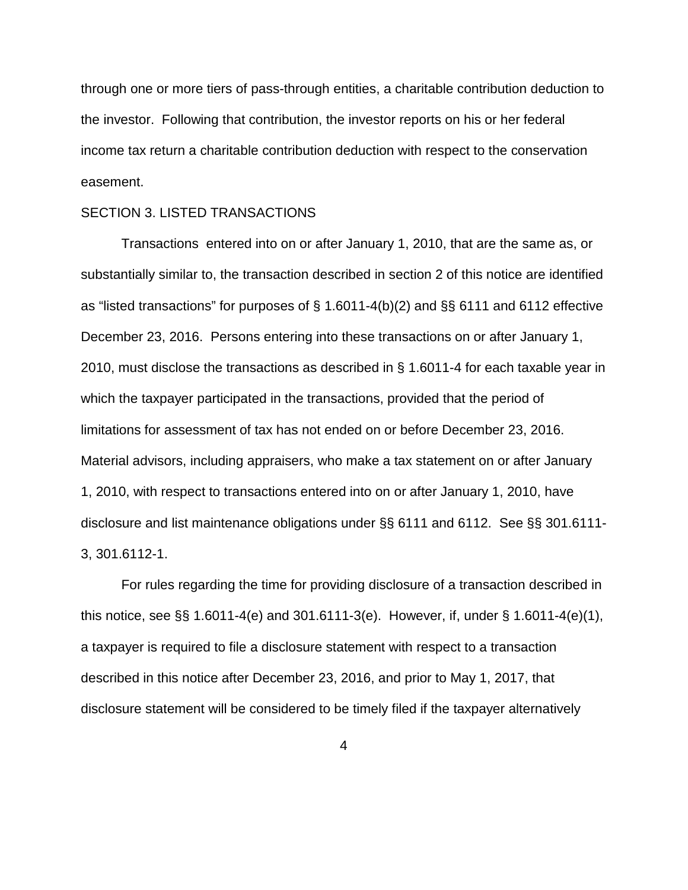through one or more tiers of pass-through entities, a charitable contribution deduction to the investor. Following that contribution, the investor reports on his or her federal income tax return a charitable contribution deduction with respect to the conservation easement.

SECTION 3. LISTED TRANSACTIONS

Transactions entered into on or after January 1, 2010, that are the same as, or substantially similar to, the transaction described in section 2 of this notice are identified as "listed transactions" for purposes of § 1.6011-4(b)(2) and §§ 6111 and 6112 effective December 23, 2016. Persons entering into these transactions on or after January 1, 2010, must disclose the transactions as described in § 1.6011-4 for each taxable year in which the taxpayer participated in the transactions, provided that the period of limitations for assessment of tax has not ended on or before December 23, 2016. Material advisors, including appraisers, who make a tax statement on or after January 1, 2010, with respect to transactions entered into on or after January 1, 2010, have disclosure and list maintenance obligations under §§ 6111 and 6112. See §§ 301.6111-3, 301.6112-1.

For rules regarding the time for providing disclosure of a transaction described in this notice, see §§ 1.6011-4(e) and 301.6111-3(e). However, if, under § 1.6011-4(e)(1), a taxpayer is required to file a disclosure statement with respect to a transaction described in this notice after December 23, 2016, and prior to May 1, 2017, that disclosure statement will be considered to be timely filed if the taxpayer alternatively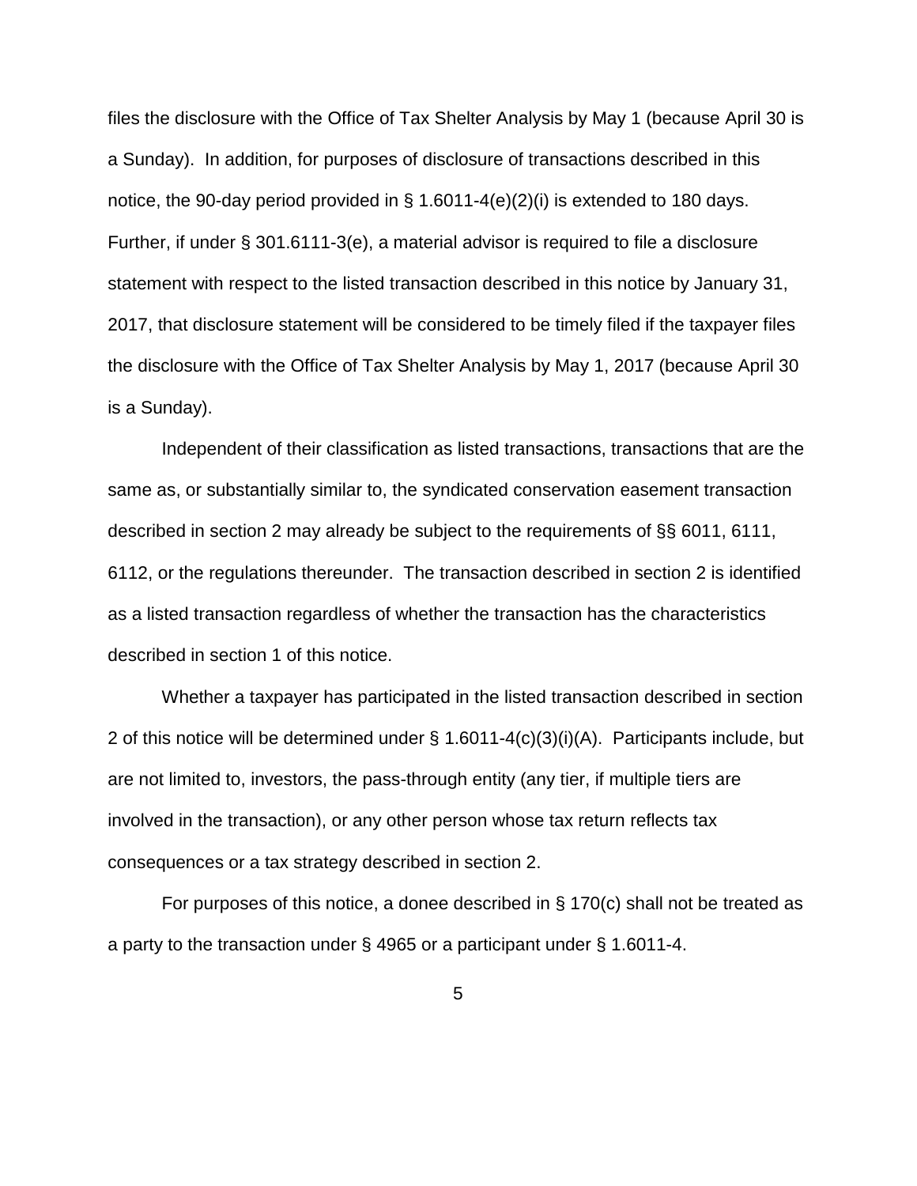files the disclosure with the Office of Tax Shelter Analysis by May 1 (because April 30 is a Sunday). In addition, for purposes of disclosure of transactions described in this notice, the 90-day period provided in § 1.6011-4(e)(2)(i) is extended to 180 days. Further, if under § 301.6111-3(e), a material advisor is required to file a disclosure statement with respect to the listed transaction described in this notice by January 31, 2017, that disclosure statement will be considered to be timely filed if the taxpayer files the disclosure with the Office of Tax Shelter Analysis by May 1, 2017 (because April 30 is a Sunday).

Independent of their classification as listed transactions, transactions that are the same as, or substantially similar to, the syndicated conservation easement transaction described in section 2 may already be subject to the requirements of §§ 6011, 6111, 6112, or the regulations thereunder. The transaction described in section 2 is identified as a listed transaction regardless of whether the transaction has the characteristics described in section 1 of this notice.

Whether a taxpayer has participated in the listed transaction described in section 2 of this notice will be determined under § 1.6011-4(c)(3)(i)(A). Participants include, but are not limited to, investors, the pass-through entity (any tier, if multiple tiers are involved in the transaction), or any other person whose tax return reflects tax consequences or a tax strategy described in section 2.

For purposes of this notice, a donee described in § 170(c) shall not be treated as a party to the transaction under § 4965 or a participant under § 1.6011-4.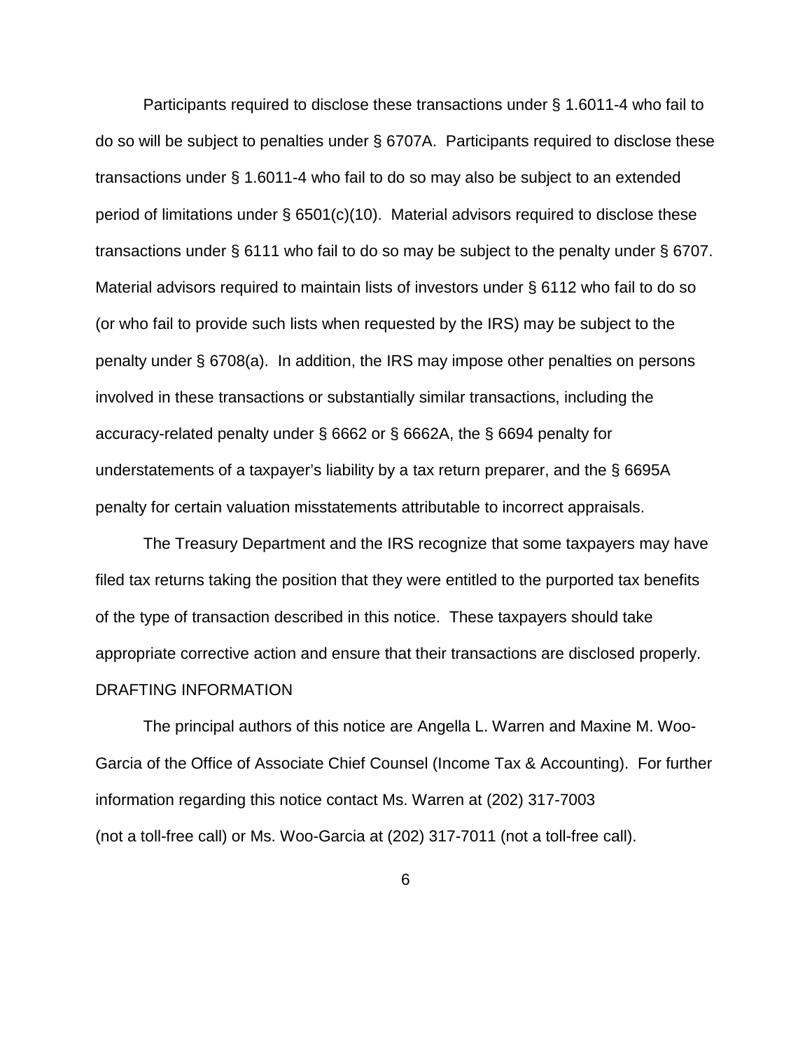Participants required to disclose these transactions under § 1.6011-4 who fail to do so will be subject to penalties under § 6707A. Participants required to disclose these transactions under § 1.6011-4 who fail to do so may also be subject to an extended period of limitations under § 6501(c)(10). Material advisors required to disclose these transactions under § 6111 who fail to do so may be subject to the penalty under § 6707. Material advisors required to maintain lists of investors under § 6112 who fail to do so (or who fail to provide such lists when requested by the IRS) may be subject to the penalty under § 6708(a). In addition, the IRS may impose other penalties on persons involved in these transactions or substantially similar transactions, including the accuracy-related penalty under § 6662 or § 6662A, the § 6694 penalty for understatements of a taxpayer's liability by a tax return preparer, and the § 6695A penalty for certain valuation misstatements attributable to incorrect appraisals.

The Treasury Department and the IRS recognize that some taxpayers may have filed tax returns taking the position that they were entitled to the purported tax benefits of the type of transaction described in this notice. These taxpayers should take appropriate corrective action and ensure that their transactions are disclosed properly.

DRAFTING INFORMATION

The principal authors of this notice are Angella L. Warren and Maxine M. Woo-Garcia of the Office of Associate Chief Counsel (Income Tax & Accounting). For further information regarding this notice contact Ms. Warren at (202) 317-7003 (not a toll-free call) or Ms. Woo-Garcia at (202) 317-7011 (not a toll-free call).